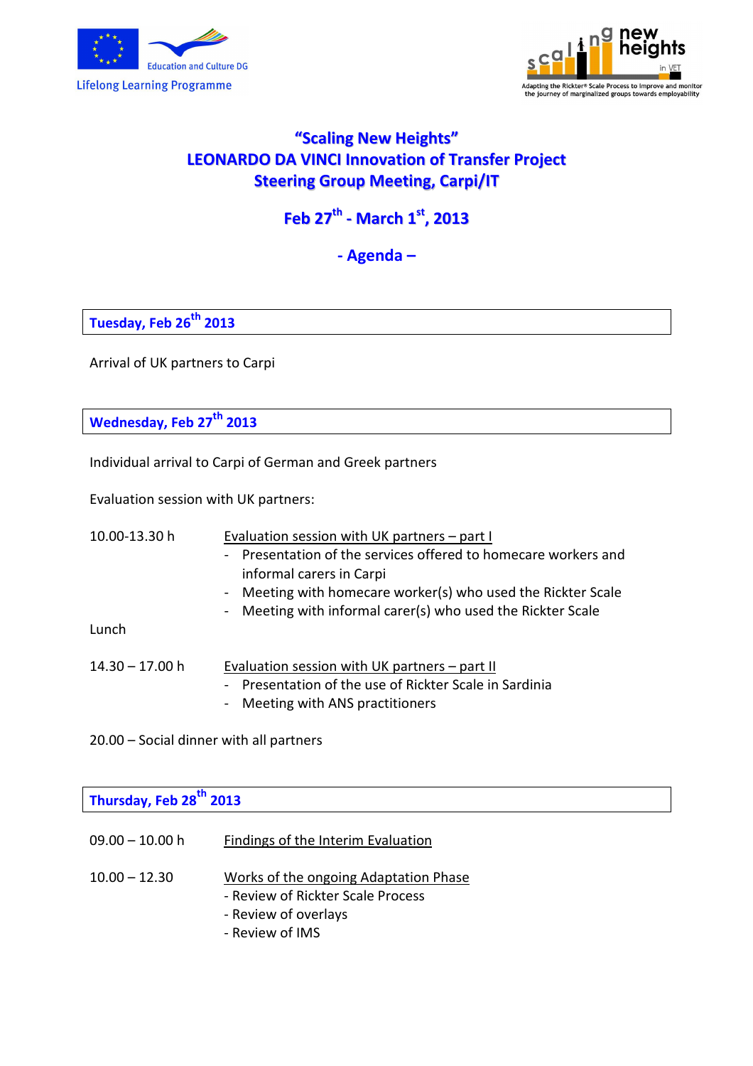Education and Culture DG

Lifelong Learning Programme

scaling new heights in VET

Adapting the Rickter® Scale Process to improve and monitor the journey of marginalized groups towards employability

# "Scaling New Heights"
# LEONARDO DA VINCI Innovation of Transfer Project
# Steering Group Meeting, Carpi/IT

## Feb 27th - March 1st, 2013

## - Agenda –

### Tuesday, Feb 26th 2013

Arrival of UK partners to Carpi

### Wednesday, Feb 27th 2013

Individual arrival to Carpi of German and Greek partners

Evaluation session with UK partners:

10.00-13.30 h — Evaluation session with UK partners – part I

- Presentation of the services offered to homecare workers and informal carers in Carpi
- Meeting with homecare worker(s) who used the Rickter Scale
- Meeting with informal carer(s) who used the Rickter Scale

Lunch

14.30 – 17.00 h — Evaluation session with UK partners – part II

- Presentation of the use of Rickter Scale in Sardinia
- Meeting with ANS practitioners

20.00 – Social dinner with all partners

### Thursday, Feb 28th 2013

09.00 – 10.00 h — Findings of the Interim Evaluation

10.00 – 12.30 — Works of the ongoing Adaptation Phase

- Review of Rickter Scale Process
- Review of overlays
- Review of IMS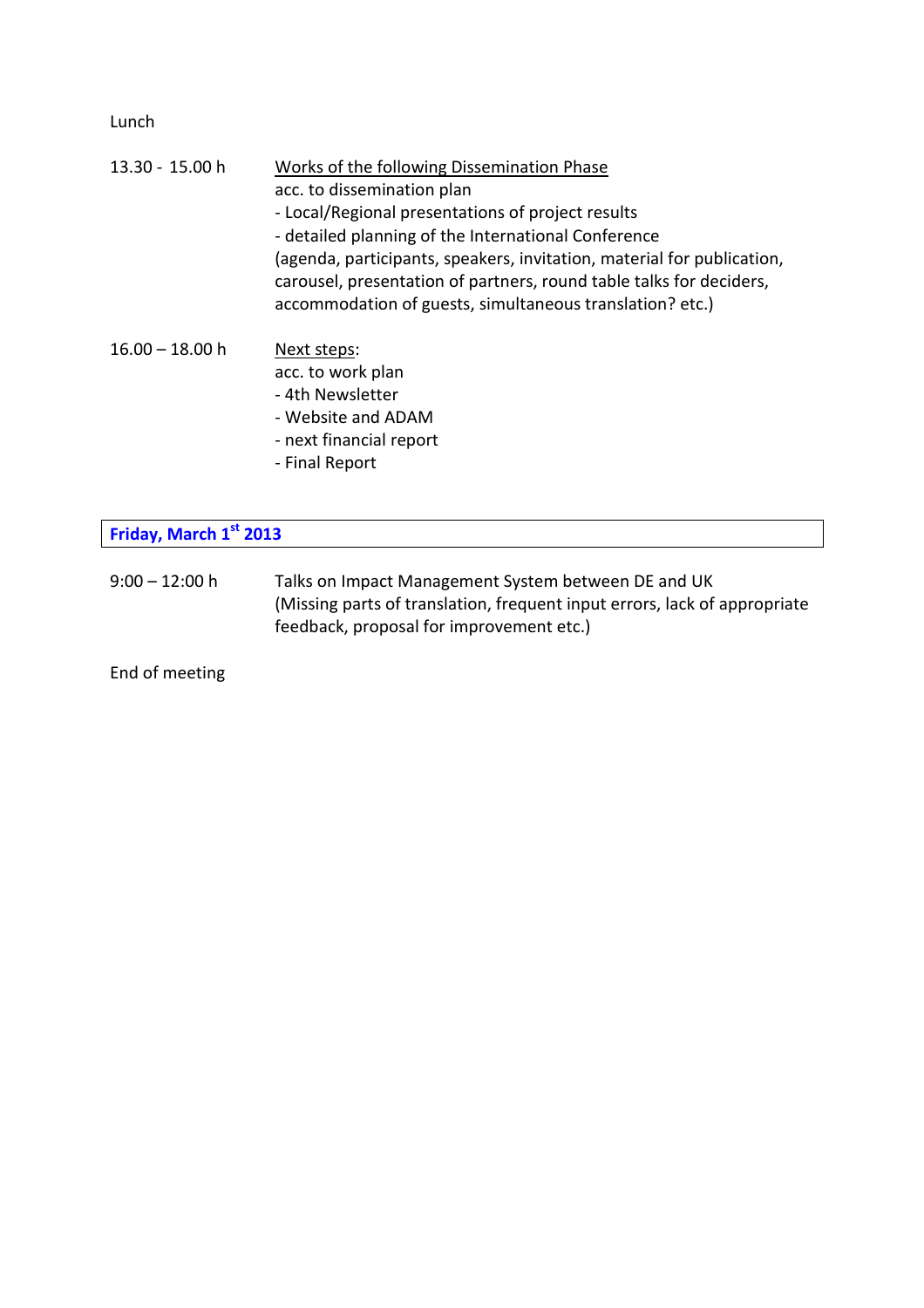Lunch

13.30 - 15.00 h

<u>Works of the following Dissemination Phase</u>
acc. to dissemination plan
- Local/Regional presentations of project results
- detailed planning of the International Conference
(agenda, participants, speakers, invitation, material for publication, carousel, presentation of partners, round table talks for deciders, accommodation of guests, simultaneous translation? etc.)

16.00 – 18.00 h

<u>Next steps</u>:
acc. to work plan
- 4th Newsletter
- Website and ADAM
- next financial report
- Final Report

**Friday, March 1st 2013**

9:00 – 12:00 h

Talks on Impact Management System between DE and UK
(Missing parts of translation, frequent input errors, lack of appropriate feedback, proposal for improvement etc.)

End of meeting